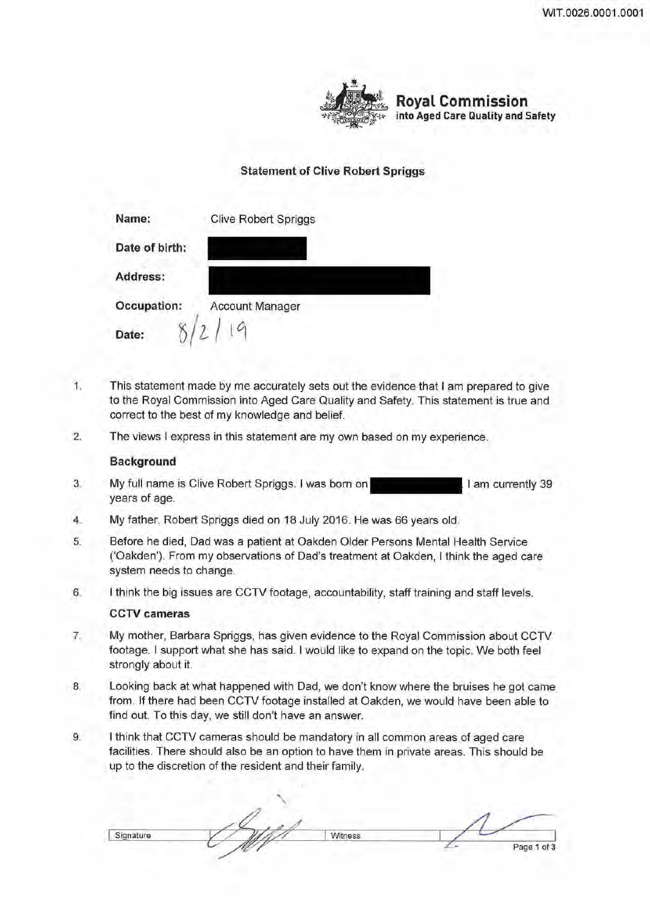Royal Commission into Aged Care Quality and Safety

## Statement of Clive Robert Spriggs

| | |
|---|---|
| **Name:** | Clive Robert Spriggs |
| **Date of birth:** | |
| **Address:** | |
| **Occupation:** | Account Manager |
| **Date:** | 8/2/19 |

1. This statement made by me accurately sets out the evidence that I am prepared to give to the Royal Commission into Aged Care Quality and Safety. This statement is true and correct to the best of my knowledge and belief.

2. The views I express in this statement are my own based on my experience.

### Background

3. My full name is Clive Robert Spriggs. I was born on . I am currently 39 years of age.

4. My father, Robert Spriggs died on 18 July 2016. He was 66 years old.

5. Before he died, Dad was a patient at Oakden Older Persons Mental Health Service ('Oakden'). From my observations of Dad's treatment at Oakden, I think the aged care system needs to change.

6. I think the big issues are CCTV footage, accountability, staff training and staff levels.

### CCTV cameras

7. My mother, Barbara Spriggs, has given evidence to the Royal Commission about CCTV footage. I support what she has said. I would like to expand on the topic. We both feel strongly about it.

8. Looking back at what happened with Dad, we don't know where the bruises he got came from. If there had been CCTV footage installed at Oakden, we would have been able to find out. To this day, we still don't have an answer.

9. I think that CCTV cameras should be mandatory in all common areas of aged care facilities. There should also be an option to have them in private areas. This should be up to the discretion of the resident and their family.

| Signature | | Witness | |
|---|---|---|---|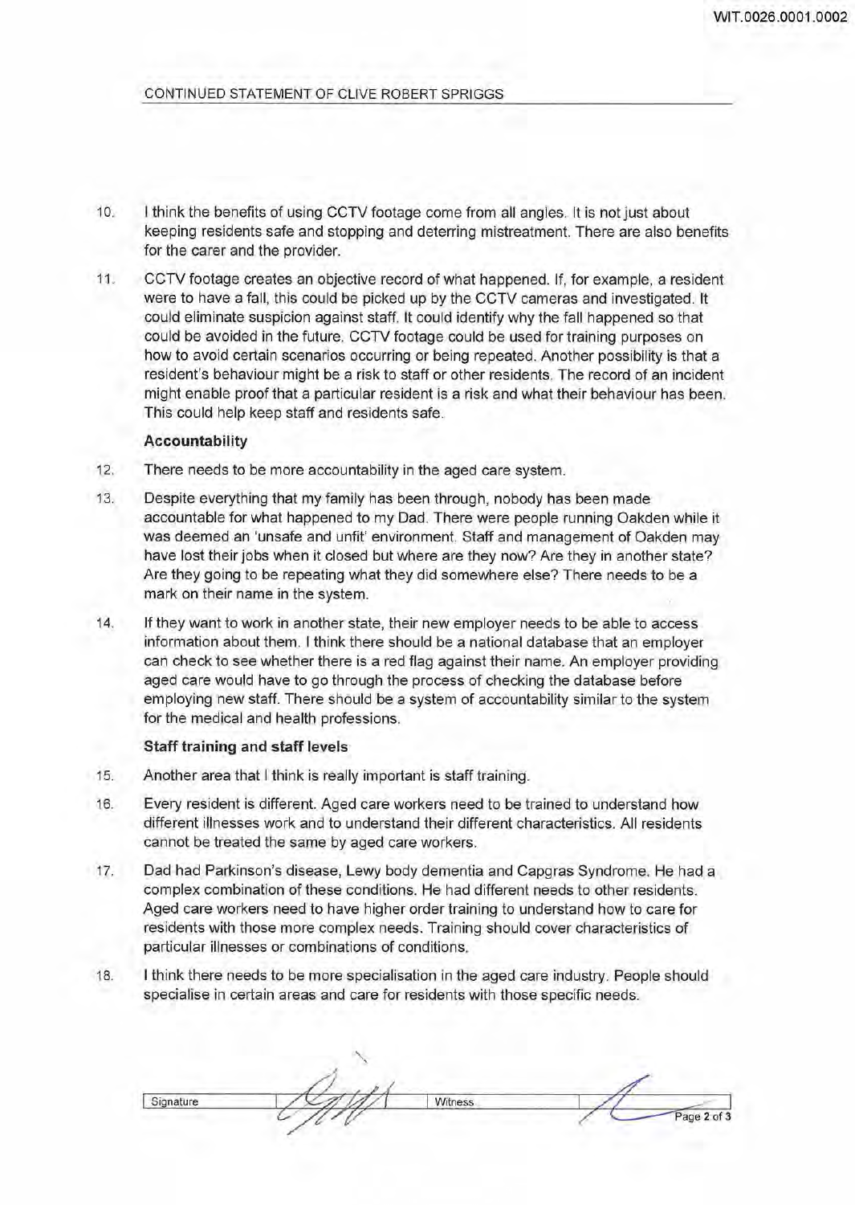10. I think the benefits of using CCTV footage come from all angles. It is not just about keeping residents safe and stopping and deterring mistreatment. There are also benefits for the carer and the provider.

11. CCTV footage creates an objective record of what happened. If, for example, a resident were to have a fall, this could be picked up by the CCTV cameras and investigated. It could eliminate suspicion against staff. It could identify why the fall happened so that could be avoided in the future. CCTV footage could be used for training purposes on how to avoid certain scenarios occurring or being repeated. Another possibility is that a resident's behaviour might be a risk to staff or other residents. The record of an incident might enable proof that a particular resident is a risk and what their behaviour has been. This could help keep staff and residents safe.

**Accountability**

12. There needs to be more accountability in the aged care system.

13. Despite everything that my family has been through, nobody has been made accountable for what happened to my Dad. There were people running Oakden while it was deemed an 'unsafe and unfit' environment. Staff and management of Oakden may have lost their jobs when it closed but where are they now? Are they in another state? Are they going to be repeating what they did somewhere else? There needs to be a mark on their name in the system.

14. If they want to work in another state, their new employer needs to be able to access information about them. I think there should be a national database that an employer can check to see whether there is a red flag against their name. An employer providing aged care would have to go through the process of checking the database before employing new staff. There should be a system of accountability similar to the system for the medical and health professions.

**Staff training and staff levels**

15. Another area that I think is really important is staff training.

16. Every resident is different. Aged care workers need to be trained to understand how different illnesses work and to understand their different characteristics. All residents cannot be treated the same by aged care workers.

17. Dad had Parkinson's disease, Lewy body dementia and Capgras Syndrome. He had a complex combination of these conditions. He had different needs to other residents. Aged care workers need to have higher order training to understand how to care for residents with those more complex needs. Training should cover characteristics of particular illnesses or combinations of conditions.

18. I think there needs to be more specialisation in the aged care industry. People should specialise in certain areas and care for residents with those specific needs.

| Signature | | Witness | |
|---|---|---|---|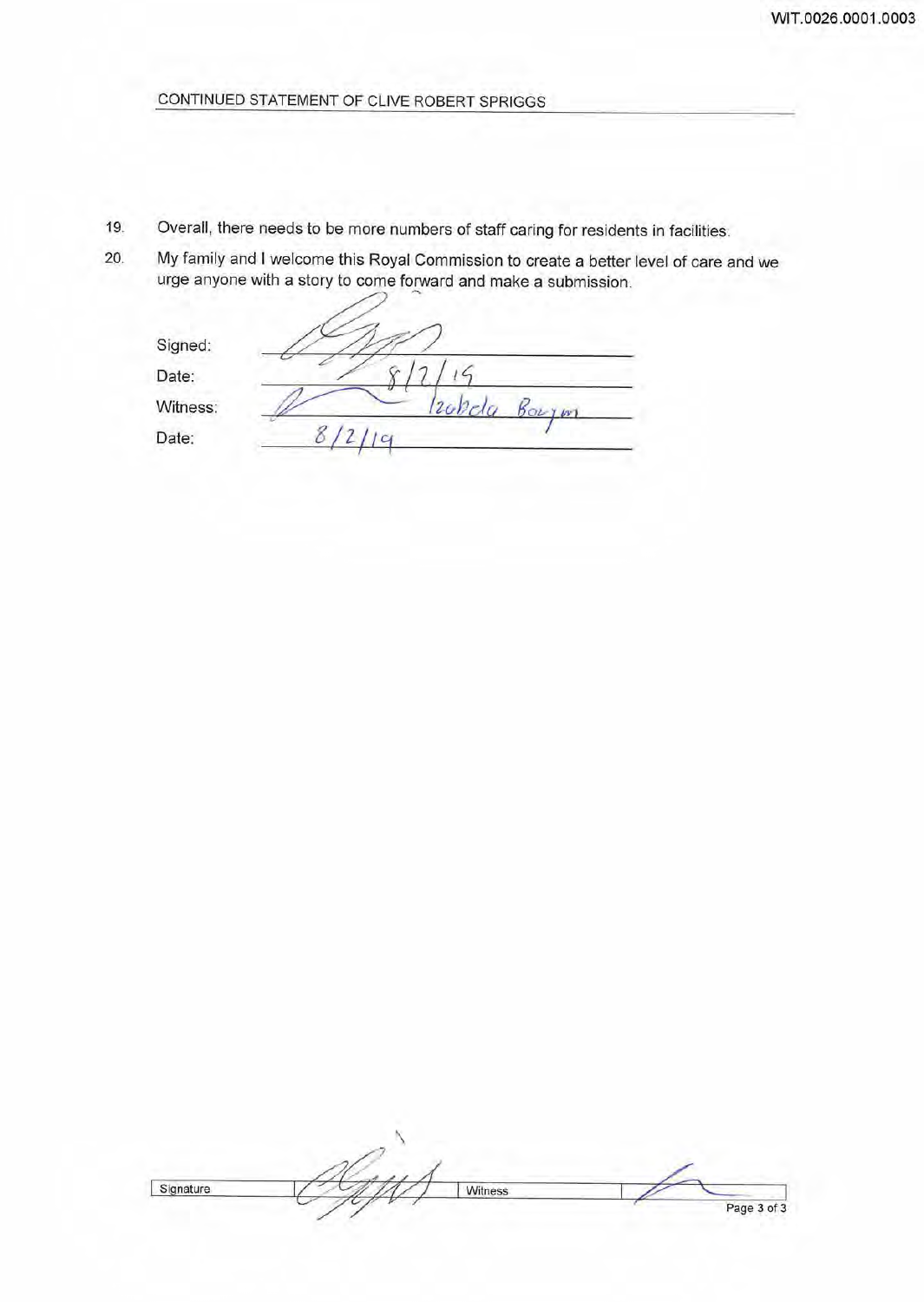CONTINUED STATEMENT OF CLIVE ROBERT SPRIGGS

19. Overall, there needs to be more numbers of staff caring for residents in facilities.

20. My family and I welcome this Royal Commission to create a better level of care and we urge anyone with a story to come forward and make a submission.

| | |
|---|---|
| Signed: | |
| Date: | 8/2/19 |
| Witness: | Izabela Borym |
| Date: | 8/2/19 |

| | | | |
|---|---|---|---|
| Signature | | Witness | |